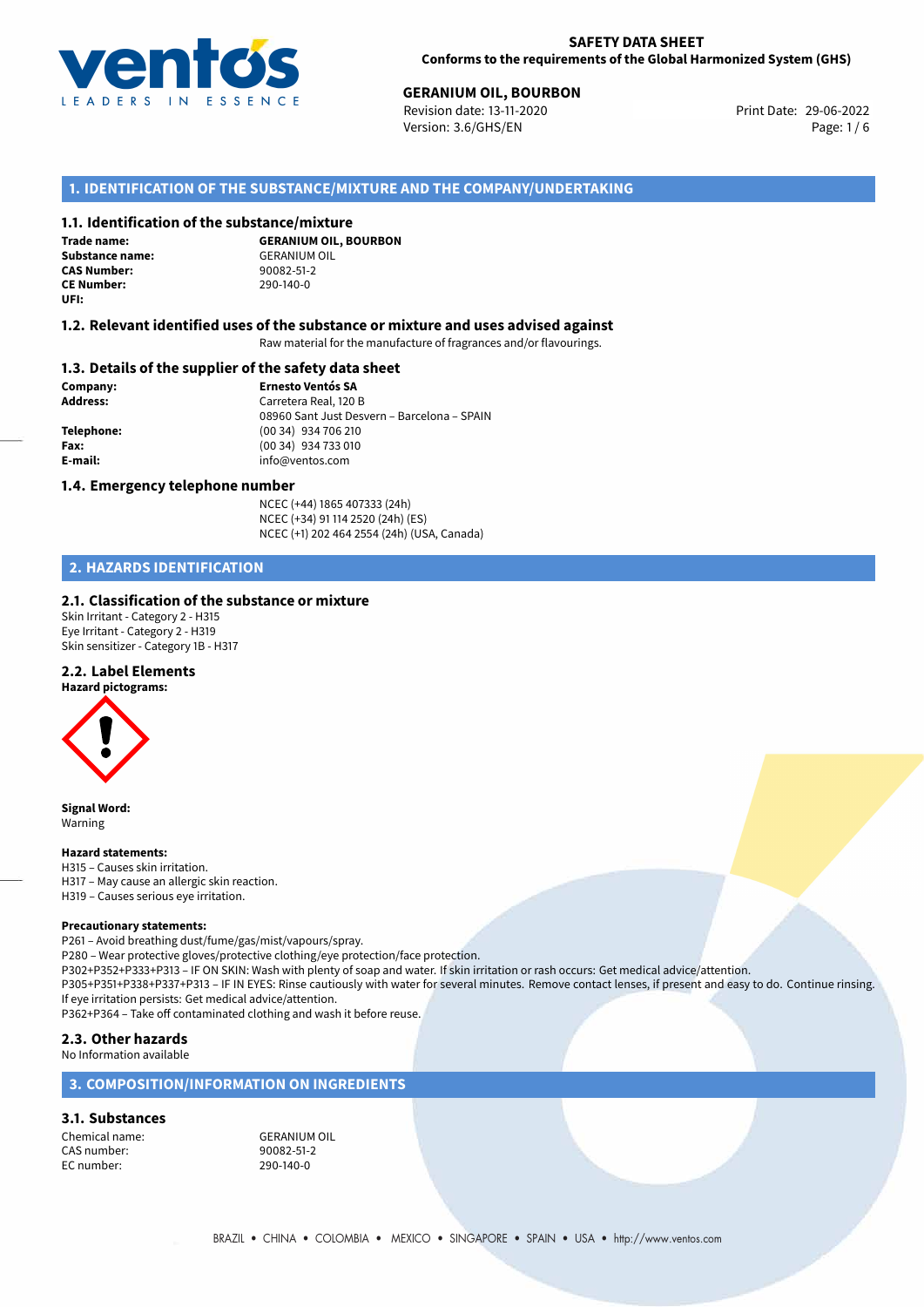**SAFETY DATA SHEET**
**Conforms to the requirements of the Global Harmonized System (GHS)**

**GERANIUM OIL, BOURBON**
Revision date: 13-11-2020
Version: 3.6/GHS/EN
Print Date: 29-06-2022

## 1. IDENTIFICATION OF THE SUBSTANCE/MIXTURE AND THE COMPANY/UNDERTAKING

### 1.1. Identification of the substance/mixture

**Trade name:** **GERANIUM OIL, BOURBON**
**Substance name:** GERANIUM OIL
**CAS Number:** 90082-51-2
**CE Number:** 290-140-0
**UFI:**

### 1.2. Relevant identified uses of the substance or mixture and uses advised against

Raw material for the manufacture of fragrances and/or flavourings.

### 1.3. Details of the supplier of the safety data sheet

**Company:** **Ernesto Ventós SA**
**Address:** Carretera Real, 120 B
08960 Sant Just Desvern – Barcelona – SPAIN
**Telephone:** (00 34) 934 706 210
**Fax:** (00 34) 934 733 010
**E-mail:** info@ventos.com

### 1.4. Emergency telephone number

NCEC (+44) 1865 407333 (24h)
NCEC (+34) 91 114 2520 (24h) (ES)
NCEC (+1) 202 464 2554 (24h) (USA, Canada)

## 2. HAZARDS IDENTIFICATION

### 2.1. Classification of the substance or mixture

Skin Irritant - Category 2 - H315
Eye Irritant - Category 2 - H319
Skin sensitizer - Category 1B - H317

### 2.2. Label Elements

**Hazard pictograms:**

**Signal Word:**
Warning

**Hazard statements:**
H315 – Causes skin irritation.
H317 – May cause an allergic skin reaction.
H319 – Causes serious eye irritation.

**Precautionary statements:**
P261 – Avoid breathing dust/fume/gas/mist/vapours/spray.
P280 – Wear protective gloves/protective clothing/eye protection/face protection.
P302+P352+P333+P313 – IF ON SKIN: Wash with plenty of soap and water. If skin irritation or rash occurs: Get medical advice/attention.
P305+P351+P338+P337+P313 – IF IN EYES: Rinse cautiously with water for several minutes. Remove contact lenses, if present and easy to do. Continue rinsing. If eye irritation persists: Get medical advice/attention.
P362+P364 – Take off contaminated clothing and wash it before reuse.

### 2.3. Other hazards

No Information available

## 3. COMPOSITION/INFORMATION ON INGREDIENTS

### 3.1. Substances

Chemical name: GERANIUM OIL
CAS number: 90082-51-2
EC number: 290-140-0

BRAZIL • CHINA • COLOMBIA • MEXICO • SINGAPORE • SPAIN • USA • http://www.ventos.com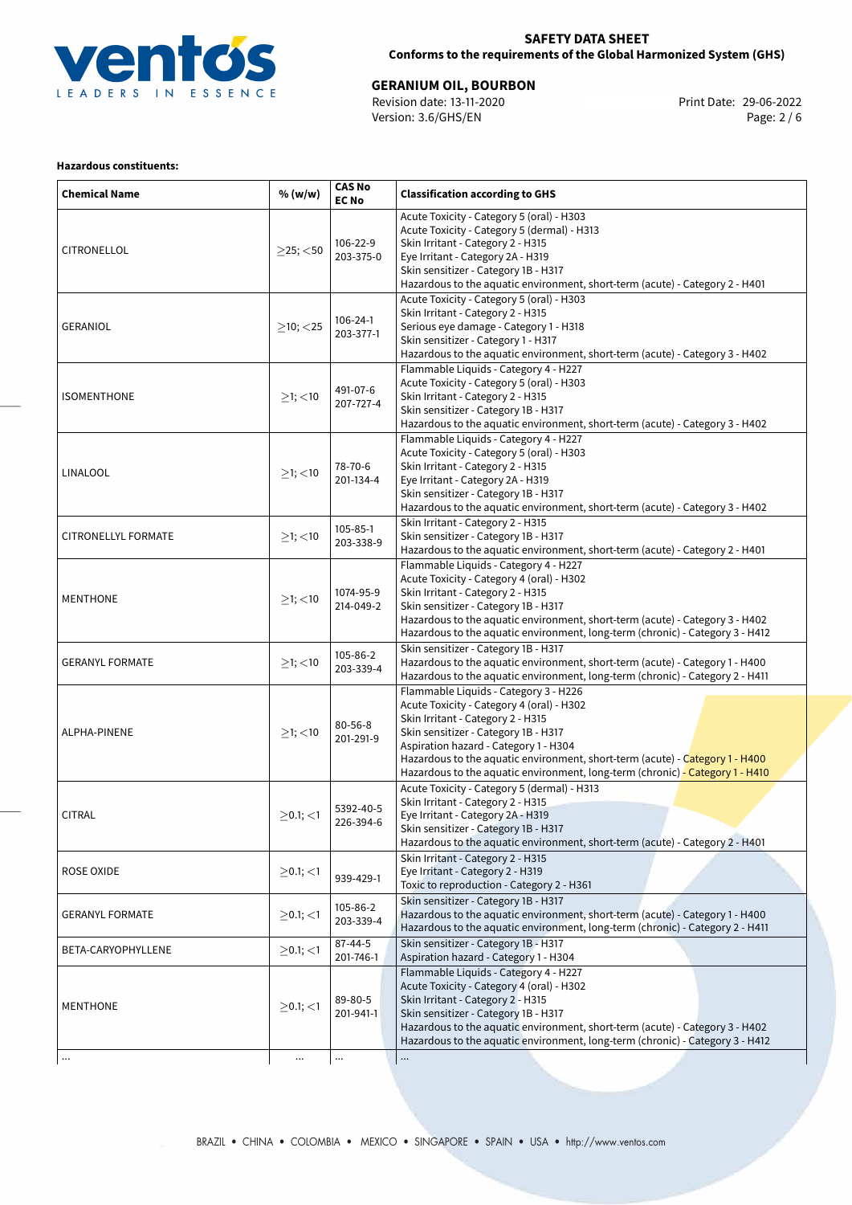**Hazardous constituents:**

| Chemical Name | % (w/w) | CAS No<br>EC No | Classification according to GHS |
|---|---|---|---|
| CITRONELLOL | ≥25; <50 | 106-22-9<br>203-375-0 | Acute Toxicity - Category 5 (oral) - H303<br>Acute Toxicity - Category 5 (dermal) - H313<br>Skin Irritant - Category 2 - H315<br>Eye Irritant - Category 2A - H319<br>Skin sensitizer - Category 1B - H317<br>Hazardous to the aquatic environment, short-term (acute) - Category 2 - H401 |
| GERANIOL | ≥10; <25 | 106-24-1<br>203-377-1 | Acute Toxicity - Category 5 (oral) - H303<br>Skin Irritant - Category 2 - H315<br>Serious eye damage - Category 1 - H318<br>Skin sensitizer - Category 1 - H317<br>Hazardous to the aquatic environment, short-term (acute) - Category 3 - H402 |
| ISOMENTHONE | ≥1; <10 | 491-07-6<br>207-727-4 | Flammable Liquids - Category 4 - H227<br>Acute Toxicity - Category 5 (oral) - H303<br>Skin Irritant - Category 2 - H315<br>Skin sensitizer - Category 1B - H317<br>Hazardous to the aquatic environment, short-term (acute) - Category 3 - H402 |
| LINALOOL | ≥1; <10 | 78-70-6<br>201-134-4 | Flammable Liquids - Category 4 - H227<br>Acute Toxicity - Category 5 (oral) - H303<br>Skin Irritant - Category 2 - H315<br>Eye Irritant - Category 2A - H319<br>Skin sensitizer - Category 1B - H317<br>Hazardous to the aquatic environment, short-term (acute) - Category 3 - H402 |
| CITRONELLYL FORMATE | ≥1; <10 | 105-85-1<br>203-338-9 | Skin Irritant - Category 2 - H315<br>Skin sensitizer - Category 1B - H317<br>Hazardous to the aquatic environment, short-term (acute) - Category 2 - H401 |
| MENTHONE | ≥1; <10 | 1074-95-9<br>214-049-2 | Flammable Liquids - Category 4 - H227<br>Acute Toxicity - Category 4 (oral) - H302<br>Skin Irritant - Category 2 - H315<br>Skin sensitizer - Category 1B - H317<br>Hazardous to the aquatic environment, short-term (acute) - Category 3 - H402<br>Hazardous to the aquatic environment, long-term (chronic) - Category 3 - H412 |
| GERANYL FORMATE | ≥1; <10 | 105-86-2<br>203-339-4 | Skin sensitizer - Category 1B - H317<br>Hazardous to the aquatic environment, short-term (acute) - Category 1 - H400<br>Hazardous to the aquatic environment, long-term (chronic) - Category 2 - H411 |
| ALPHA-PINENE | ≥1; <10 | 80-56-8<br>201-291-9 | Flammable Liquids - Category 3 - H226<br>Acute Toxicity - Category 4 (oral) - H302<br>Skin Irritant - Category 2 - H315<br>Skin sensitizer - Category 1B - H317<br>Aspiration hazard - Category 1 - H304<br>Hazardous to the aquatic environment, short-term (acute) - Category 1 - H400<br>Hazardous to the aquatic environment, long-term (chronic) - Category 1 - H410 |
| CITRAL | ≥0.1; <1 | 5392-40-5<br>226-394-6 | Acute Toxicity - Category 5 (dermal) - H313<br>Skin Irritant - Category 2 - H315<br>Eye Irritant - Category 2A - H319<br>Skin sensitizer - Category 1B - H317<br>Hazardous to the aquatic environment, short-term (acute) - Category 2 - H401 |
| ROSE OXIDE | ≥0.1; <1 | 939-429-1 | Skin Irritant - Category 2 - H315<br>Eye Irritant - Category 2 - H319<br>Toxic to reproduction - Category 2 - H361 |
| GERANYL FORMATE | ≥0.1; <1 | 105-86-2<br>203-339-4 | Skin sensitizer - Category 1B - H317<br>Hazardous to the aquatic environment, short-term (acute) - Category 1 - H400<br>Hazardous to the aquatic environment, long-term (chronic) - Category 2 - H411 |
| BETA-CARYOPHYLLENE | ≥0.1; <1 | 87-44-5<br>201-746-1 | Skin sensitizer - Category 1B - H317<br>Aspiration hazard - Category 1 - H304 |
| MENTHONE | ≥0.1; <1 | 89-80-5<br>201-941-1 | Flammable Liquids - Category 4 - H227<br>Acute Toxicity - Category 4 (oral) - H302<br>Skin Irritant - Category 2 - H315<br>Skin sensitizer - Category 1B - H317<br>Hazardous to the aquatic environment, short-term (acute) - Category 3 - H402<br>Hazardous to the aquatic environment, long-term (chronic) - Category 3 - H412 |
| ... | ... | ... | ... |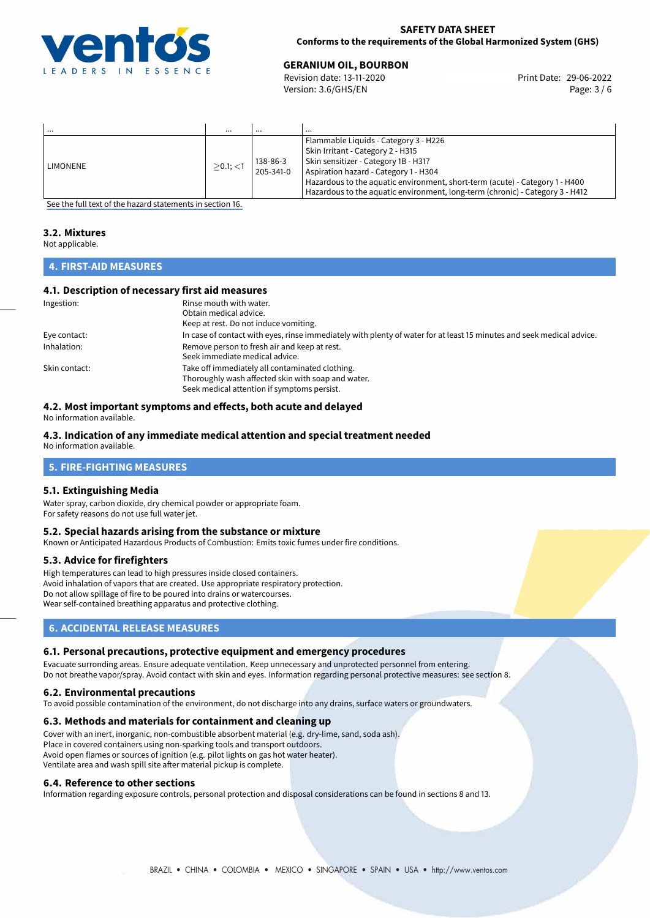| ... | ... | ... | ... |
|---|---|---|---|
| LIMONENE | $\geq$0.1; $<$1 | 138-86-3<br>205-341-0 | Flammable Liquids - Category 3 - H226<br>Skin Irritant - Category 2 - H315<br>Skin sensitizer - Category 1B - H317<br>Aspiration hazard - Category 1 - H304<br>Hazardous to the aquatic environment, short-term (acute) - Category 1 - H400<br>Hazardous to the aquatic environment, long-term (chronic) - Category 3 - H412 |

See the full text of the hazard statements in section 16.

### 3.2. Mixtures

Not applicable.

## 4. FIRST-AID MEASURES

### 4.1. Description of necessary first aid measures

| | |
|---|---|
| Ingestion: | Rinse mouth with water.<br>Obtain medical advice.<br>Keep at rest. Do not induce vomiting. |
| Eye contact: | In case of contact with eyes, rinse immediately with plenty of water for at least 15 minutes and seek medical advice. |
| Inhalation: | Remove person to fresh air and keep at rest.<br>Seek immediate medical advice. |
| Skin contact: | Take off immediately all contaminated clothing.<br>Thoroughly wash affected skin with soap and water.<br>Seek medical attention if symptoms persist. |

### 4.2. Most important symptoms and effects, both acute and delayed

No information available.

### 4.3. Indication of any immediate medical attention and special treatment needed

No information available.

## 5. FIRE-FIGHTING MEASURES

### 5.1. Extinguishing Media

Water spray, carbon dioxide, dry chemical powder or appropriate foam.
For safety reasons do not use full water jet.

### 5.2. Special hazards arising from the substance or mixture

Known or Anticipated Hazardous Products of Combustion: Emits toxic fumes under fire conditions.

### 5.3. Advice for firefighters

High temperatures can lead to high pressures inside closed containers.
Avoid inhalation of vapors that are created. Use appropriate respiratory protection.
Do not allow spillage of fire to be poured into drains or watercourses.
Wear self-contained breathing apparatus and protective clothing.

## 6. ACCIDENTAL RELEASE MEASURES

### 6.1. Personal precautions, protective equipment and emergency procedures

Evacuate surronding areas. Ensure adequate ventilation. Keep unnecessary and unprotected personnel from entering.
Do not breathe vapor/spray. Avoid contact with skin and eyes. Information regarding personal protective measures: see section 8.

### 6.2. Environmental precautions

To avoid possible contamination of the environment, do not discharge into any drains, surface waters or groundwaters.

### 6.3. Methods and materials for containment and cleaning up

Cover with an inert, inorganic, non-combustible absorbent material (e.g. dry-lime, sand, soda ash).
Place in covered containers using non-sparking tools and transport outdoors.
Avoid open flames or sources of ignition (e.g. pilot lights on gas hot water heater).
Ventilate area and wash spill site after material pickup is complete.

### 6.4. Reference to other sections

Information regarding exposure controls, personal protection and disposal considerations can be found in sections 8 and 13.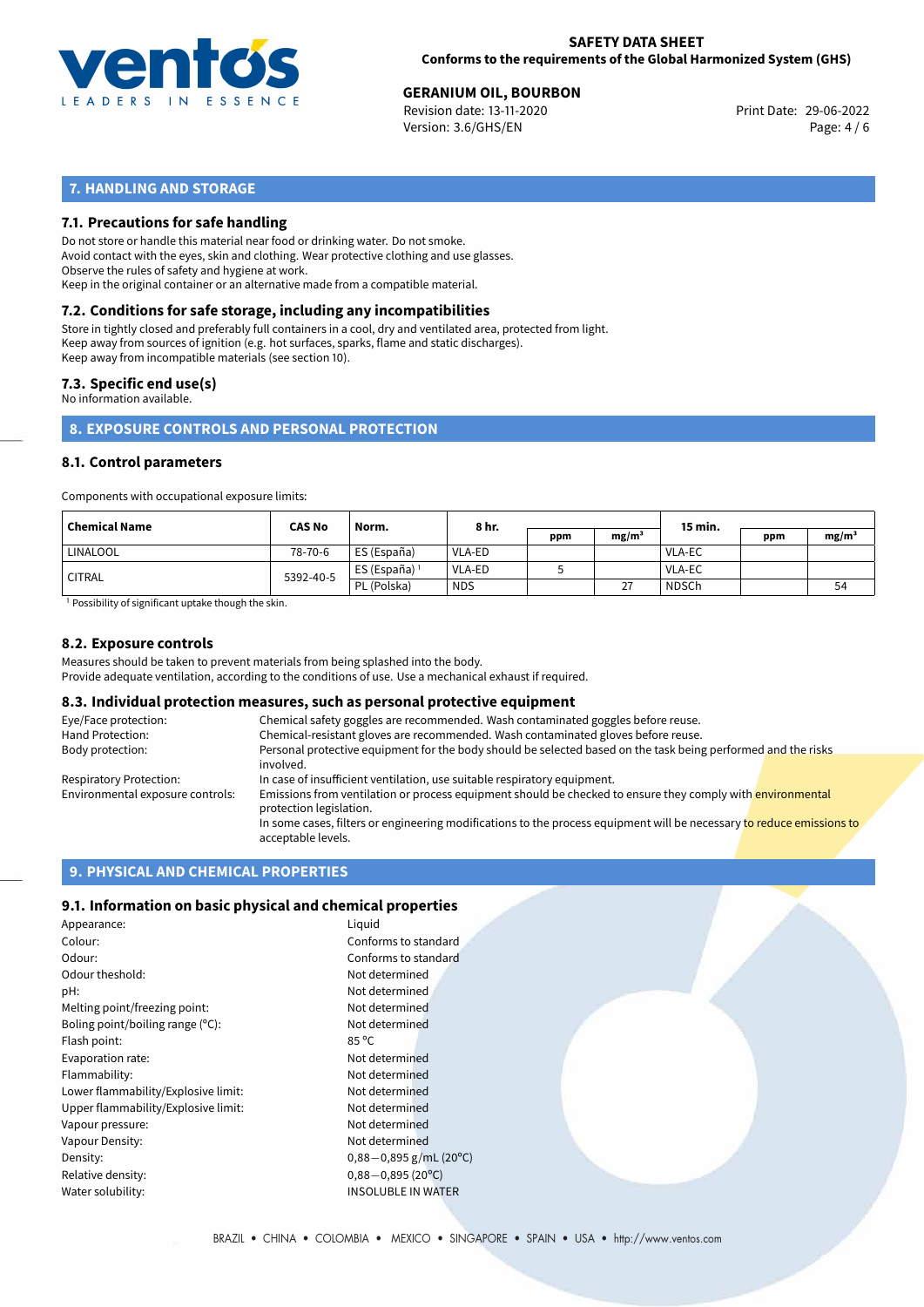## 7. HANDLING AND STORAGE

### 7.1. Precautions for safe handling

Do not store or handle this material near food or drinking water. Do not smoke.
Avoid contact with the eyes, skin and clothing. Wear protective clothing and use glasses.
Observe the rules of safety and hygiene at work.
Keep in the original container or an alternative made from a compatible material.

### 7.2. Conditions for safe storage, including any incompatibilities

Store in tightly closed and preferably full containers in a cool, dry and ventilated area, protected from light.
Keep away from sources of ignition (e.g. hot surfaces, sparks, flame and static discharges).
Keep away from incompatible materials (see section 10).

### 7.3. Specific end use(s)

No information available.

## 8. EXPOSURE CONTROLS AND PERSONAL PROTECTION

### 8.1. Control parameters

Components with occupational exposure limits:

| Chemical Name | CAS No | Norm. | 8 hr. | | | 15 min. | | |
|---|---|---|---|---|---|---|---|---|
| | | | | ppm | mg/m³ | | ppm | mg/m³ |
| LINALOOL | 78-70-6 | ES (España) | VLA-ED | | | VLA-EC | | |
| CITRAL | 5392-40-5 | ES (España) [1] | VLA-ED | 5 | | VLA-EC | | |
| | | PL (Polska) | NDS | | 27 | NDSCh | | 54 |

[1] Possibility of significant uptake though the skin.

### 8.2. Exposure controls

Measures should be taken to prevent materials from being splashed into the body.
Provide adequate ventilation, according to the conditions of use. Use a mechanical exhaust if required.

### 8.3. Individual protection measures, such as personal protective equipment

| | |
|---|---|
| Eye/Face protection: | Chemical safety goggles are recommended. Wash contaminated goggles before reuse. |
| Hand Protection: | Chemical-resistant gloves are recommended. Wash contaminated gloves before reuse. |
| Body protection: | Personal protective equipment for the body should be selected based on the task being performed and the risks involved. |
| Respiratory Protection: | In case of insufficient ventilation, use suitable respiratory equipment. |
| Environmental exposure controls: | Emissions from ventilation or process equipment should be checked to ensure they comply with environmental protection legislation. In some cases, filters or engineering modifications to the process equipment will be necessary to reduce emissions to acceptable levels. |

## 9. PHYSICAL AND CHEMICAL PROPERTIES

### 9.1. Information on basic physical and chemical properties

| | |
|---|---|
| Appearance: | Liquid |
| Colour: | Conforms to standard |
| Odour: | Conforms to standard |
| Odour theshold: | Not determined |
| pH: | Not determined |
| Melting point/freezing point: | Not determined |
| Boling point/boiling range (°C): | Not determined |
| Flash point: | 85 °C |
| Evaporation rate: | Not determined |
| Flammability: | Not determined |
| Lower flammability/Explosive limit: | Not determined |
| Upper flammability/Explosive limit: | Not determined |
| Vapour pressure: | Not determined |
| Vapour Density: | Not determined |
| Density: | 0,88−0,895 g/mL (20°C) |
| Relative density: | 0,88−0,895 (20°C) |
| Water solubility: | INSOLUBLE IN WATER |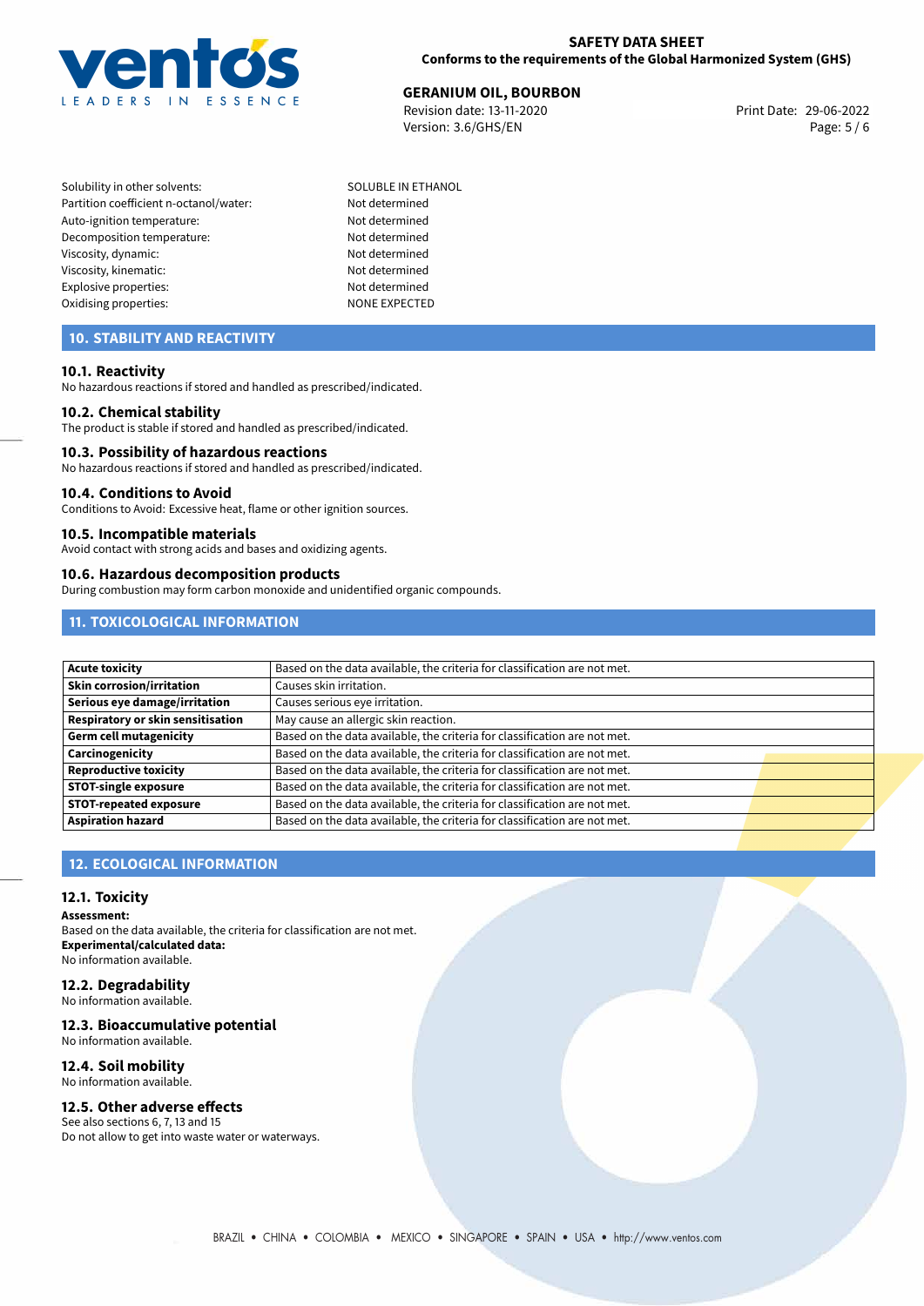| | |
|---|---|
| Solubility in other solvents: | SOLUBLE IN ETHANOL |
| Partition coefficient n-octanol/water: | Not determined |
| Auto-ignition temperature: | Not determined |
| Decomposition temperature: | Not determined |
| Viscosity, dynamic: | Not determined |
| Viscosity, kinematic: | Not determined |
| Explosive properties: | Not determined |
| Oxidising properties: | NONE EXPECTED |

## 10. STABILITY AND REACTIVITY

### 10.1. Reactivity
No hazardous reactions if stored and handled as prescribed/indicated.

### 10.2. Chemical stability
The product is stable if stored and handled as prescribed/indicated.

### 10.3. Possibility of hazardous reactions
No hazardous reactions if stored and handled as prescribed/indicated.

### 10.4. Conditions to Avoid
Conditions to Avoid: Excessive heat, flame or other ignition sources.

### 10.5. Incompatible materials
Avoid contact with strong acids and bases and oxidizing agents.

### 10.6. Hazardous decomposition products
During combustion may form carbon monoxide and unidentified organic compounds.

## 11. TOXICOLOGICAL INFORMATION

| | |
|---|---|
| **Acute toxicity** | Based on the data available, the criteria for classification are not met. |
| **Skin corrosion/irritation** | Causes skin irritation. |
| **Serious eye damage/irritation** | Causes serious eye irritation. |
| **Respiratory or skin sensitisation** | May cause an allergic skin reaction. |
| **Germ cell mutagenicity** | Based on the data available, the criteria for classification are not met. |
| **Carcinogenicity** | Based on the data available, the criteria for classification are not met. |
| **Reproductive toxicity** | Based on the data available, the criteria for classification are not met. |
| **STOT-single exposure** | Based on the data available, the criteria for classification are not met. |
| **STOT-repeated exposure** | Based on the data available, the criteria for classification are not met. |
| **Aspiration hazard** | Based on the data available, the criteria for classification are not met. |

## 12. ECOLOGICAL INFORMATION

### 12.1. Toxicity
**Assessment:**
Based on the data available, the criteria for classification are not met.
**Experimental/calculated data:**
No information available.

### 12.2. Degradability
No information available.

### 12.3. Bioaccumulative potential
No information available.

### 12.4. Soil mobility
No information available.

### 12.5. Other adverse effects
See also sections 6, 7, 13 and 15
Do not allow to get into waste water or waterways.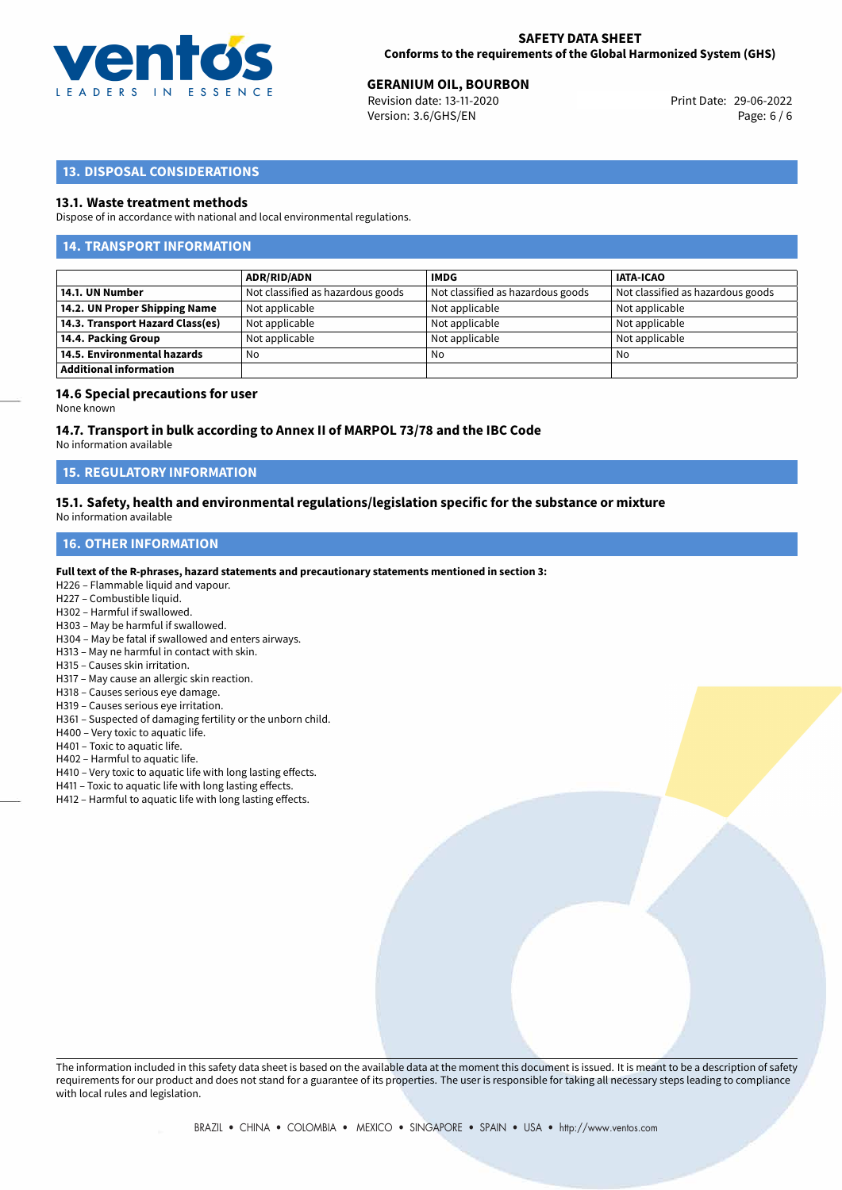## 13. DISPOSAL CONSIDERATIONS

### 13.1. Waste treatment methods

Dispose of in accordance with national and local environmental regulations.

## 14. TRANSPORT INFORMATION

| | ADR/RID/ADN | IMDG | IATA-ICAO |
|---|---|---|---|
| **14.1. UN Number** | Not classified as hazardous goods | Not classified as hazardous goods | Not classified as hazardous goods |
| **14.2. UN Proper Shipping Name** | Not applicable | Not applicable | Not applicable |
| **14.3. Transport Hazard Class(es)** | Not applicable | Not applicable | Not applicable |
| **14.4. Packing Group** | Not applicable | Not applicable | Not applicable |
| **14.5. Environmental hazards** | No | No | No |
| **Additional information** | | | |

### 14.6 Special precautions for user

None known

### 14.7. Transport in bulk according to Annex II of MARPOL 73/78 and the IBC Code

No information available

## 15. REGULATORY INFORMATION

### 15.1. Safety, health and environmental regulations/legislation specific for the substance or mixture

No information available

## 16. OTHER INFORMATION

**Full text of the R-phrases, hazard statements and precautionary statements mentioned in section 3:**

H226 – Flammable liquid and vapour.
H227 – Combustible liquid.
H302 – Harmful if swallowed.
H303 – May be harmful if swallowed.
H304 – May be fatal if swallowed and enters airways.
H313 – May ne harmful in contact with skin.
H315 – Causes skin irritation.
H317 – May cause an allergic skin reaction.
H318 – Causes serious eye damage.
H319 – Causes serious eye irritation.
H361 – Suspected of damaging fertility or the unborn child.
H400 – Very toxic to aquatic life.
H401 – Toxic to aquatic life.
H402 – Harmful to aquatic life.
H410 – Very toxic to aquatic life with long lasting effects.
H411 – Toxic to aquatic life with long lasting effects.
H412 – Harmful to aquatic life with long lasting effects.

The information included in this safety data sheet is based on the available data at the moment this document is issued. It is meant to be a description of safety requirements for our product and does not stand for a guarantee of its properties. The user is responsible for taking all necessary steps leading to compliance with local rules and legislation.